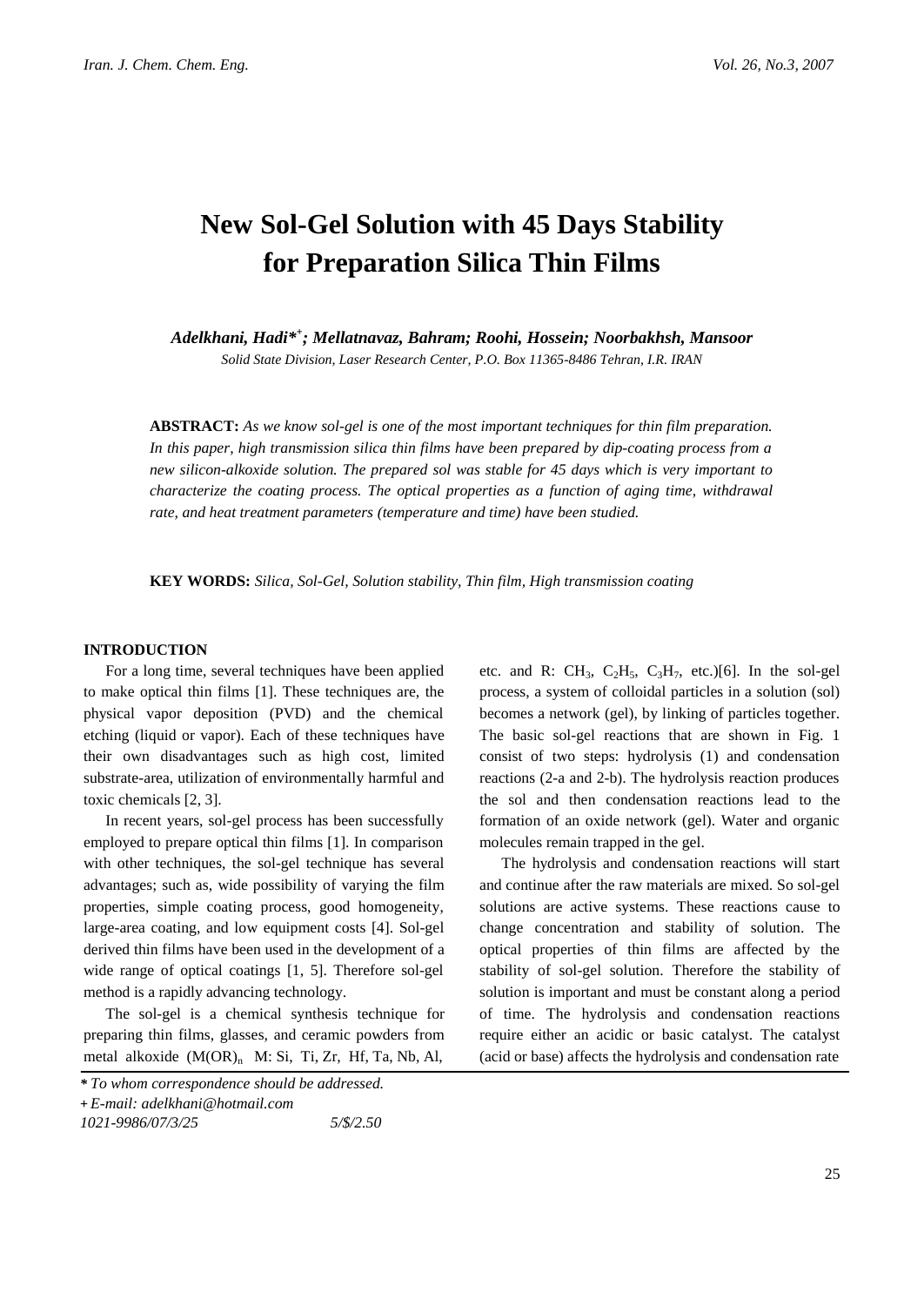# New Sol-Gel Solution with 45 Days Stability for Preparation Silica Thin Films

*Adelkhani, Hadi*[*+]*; Mellatnavaz, Bahram; Roohi, Hossein; Noorbakhsh, Mansoor*

*Solid State Division, Laser Research Center, P.O. Box 11365-8486 Tehran, I.R. IRAN*

**ABSTRACT:** *As we know sol-gel is one of the most important techniques for thin film preparation. In this paper, high transmission silica thin films have been prepared by dip-coating process from a new silicon-alkoxide solution. The prepared sol was stable for 45 days which is very important to characterize the coating process. The optical properties as a function of aging time, withdrawal rate, and heat treatment parameters (temperature and time) have been studied.*

**KEY WORDS:** *Silica, Sol-Gel, Solution stability, Thin film, High transmission coating*

## INTRODUCTION

For a long time, several techniques have been applied to make optical thin films [1]. These techniques are, the physical vapor deposition (PVD) and the chemical etching (liquid or vapor). Each of these techniques have their own disadvantages such as high cost, limited substrate-area, utilization of environmentally harmful and toxic chemicals [2, 3].

In recent years, sol-gel process has been successfully employed to prepare optical thin films [1]. In comparison with other techniques, the sol-gel technique has several advantages; such as, wide possibility of varying the film properties, simple coating process, good homogeneity, large-area coating, and low equipment costs [4]. Sol-gel derived thin films have been used in the development of a wide range of optical coatings [1, 5]. Therefore sol-gel method is a rapidly advancing technology.

The sol-gel is a chemical synthesis technique for preparing thin films, glasses, and ceramic powders from metal alkoxide $(M(OR)_n$ M: Si, Ti, Zr, Hf, Ta, Nb, Al, etc. and R: $CH_3$, $C_2H_5$, $C_3H_7$, etc.)[6]. In the sol-gel process, a system of colloidal particles in a solution (sol) becomes a network (gel), by linking of particles together. The basic sol-gel reactions that are shown in Fig. 1 consist of two steps: hydrolysis (1) and condensation reactions (2-a and 2-b). The hydrolysis reaction produces the sol and then condensation reactions lead to the formation of an oxide network (gel). Water and organic molecules remain trapped in the gel.

The hydrolysis and condensation reactions will start and continue after the raw materials are mixed. So sol-gel solutions are active systems. These reactions cause to change concentration and stability of solution. The optical properties of thin films are affected by the stability of sol-gel solution. Therefore the stability of solution is important and must be constant along a period of time. The hydrolysis and condensation reactions require either an acidic or basic catalyst. The catalyst (acid or base) affects the hydrolysis and condensation rate

---

\* *To whom correspondence should be addressed.*

\+ *E-mail: adelkhani@hotmail.com*

*1021-9986/07/3/25 5/$/2.50*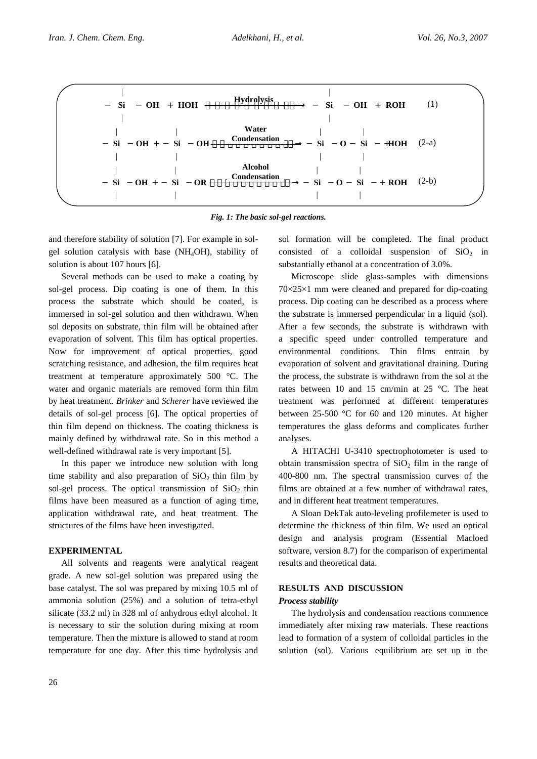$$\equiv Si-OH + HOH \xrightarrow{\text{Hydrolysis}} \equiv Si-OH + ROH \quad (1)$$

$$\equiv Si-OH + \equiv Si-OH \xrightarrow{\text{Water Condensation}} \equiv Si-O-Si\equiv + HOH \quad (2\text{-a})$$

$$\equiv Si-OH + \equiv Si-OR \xrightarrow{\text{Alcohol Condensation}} \equiv Si-O-Si\equiv + ROH \quad (2\text{-b})$$

***Fig. 1: The basic sol-gel reactions.***

and therefore stability of solution [7]. For example in sol-gel solution catalysis with base ($NH_4OH$), stability of solution is about 107 hours [6].

Several methods can be used to make a coating by sol-gel process. Dip coating is one of them. In this process the substrate which should be coated, is immersed in sol-gel solution and then withdrawn. When sol deposits on substrate, thin film will be obtained after evaporation of solvent. This film has optical properties. Now for improvement of optical properties, good scratching resistance, and adhesion, the film requires heat treatment at temperature approximately 500 °C. The water and organic materials are removed form thin film by heat treatment. *Brinker* and *Scherer* have reviewed the details of sol-gel process [6]. The optical properties of thin film depend on thickness. The coating thickness is mainly defined by withdrawal rate. So in this method a well-defined withdrawal rate is very important [5].

In this paper we introduce new solution with long time stability and also preparation of $SiO_2$ thin film by sol-gel process. The optical transmission of $SiO_2$ thin films have been measured as a function of aging time, application withdrawal rate, and heat treatment. The structures of the films have been investigated.

## EXPERIMENTAL

All solvents and reagents were analytical reagent grade. A new sol-gel solution was prepared using the base catalyst. The sol was prepared by mixing 10.5 ml of ammonia solution (25%) and a solution of tetra-ethyl silicate (33.2 ml) in 328 ml of anhydrous ethyl alcohol. It is necessary to stir the solution during mixing at room temperature. Then the mixture is allowed to stand at room temperature for one day. After this time hydrolysis and sol formation will be completed. The final product consisted of a colloidal suspension of $SiO_2$ in substantially ethanol at a concentration of 3.0%.

Microscope slide glass-samples with dimensions 70×25×1 mm were cleaned and prepared for dip-coating process. Dip coating can be described as a process where the substrate is immersed perpendicular in a liquid (sol). After a few seconds, the substrate is withdrawn with a specific speed under controlled temperature and environmental conditions. Thin films entrain by evaporation of solvent and gravitational draining. During the process, the substrate is withdrawn from the sol at the rates between 10 and 15 cm/min at 25 °C. The heat treatment was performed at different temperatures between 25-500 °C for 60 and 120 minutes. At higher temperatures the glass deforms and complicates further analyses.

A HITACHI U-3410 spectrophotometer is used to obtain transmission spectra of $SiO_2$ film in the range of 400-800 nm. The spectral transmission curves of the films are obtained at a few number of withdrawal rates, and in different heat treatment temperatures.

A Sloan DekTak auto-leveling profilemeter is used to determine the thickness of thin film. We used an optical design and analysis program (Essential Macloed software, version 8.7) for the comparison of experimental results and theoretical data.

## RESULTS AND DISCUSSION

### *Process stability*

The hydrolysis and condensation reactions commence immediately after mixing raw materials. These reactions lead to formation of a system of colloidal particles in the solution (sol). Various equilibrium are set up in the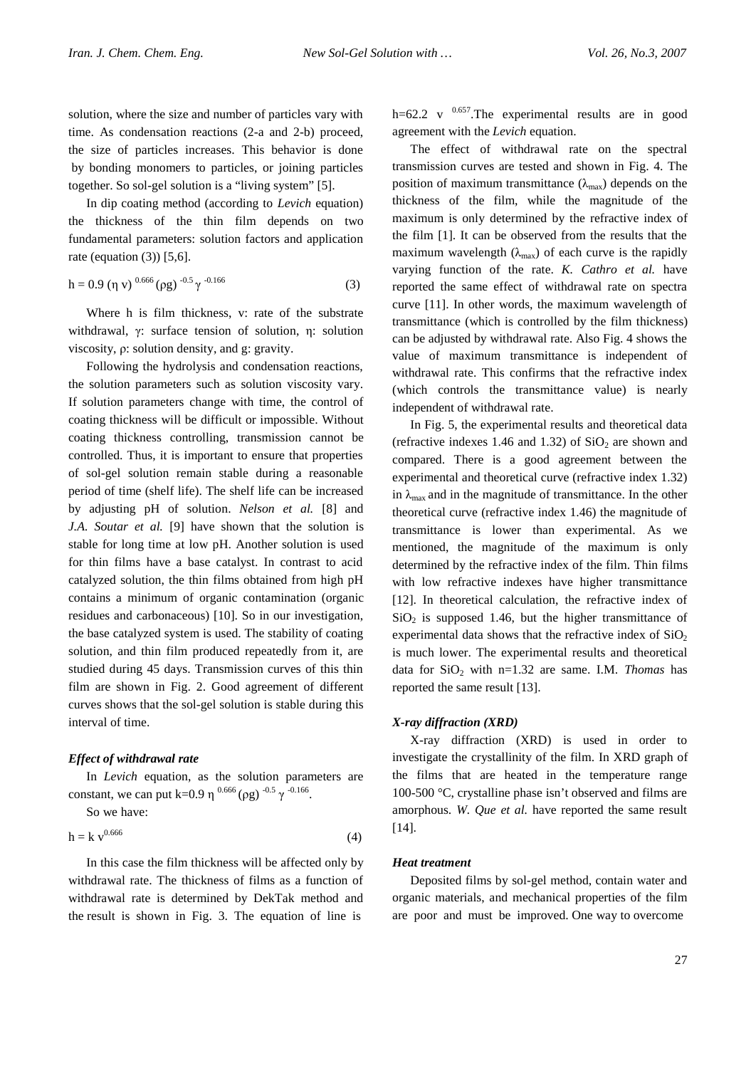solution, where the size and number of particles vary with time. As condensation reactions (2-a and 2-b) proceed, the size of particles increases. This behavior is done by bonding monomers to particles, or joining particles together. So sol-gel solution is a "living system" [5].

In dip coating method (according to *Levich* equation) the thickness of the thin film depends on two fundamental parameters: solution factors and application rate (equation (3)) [5,6].

$$h = 0.9\,(\eta\, v)^{0.666}\,(\rho g)^{-0.5}\,\gamma^{-0.166} \tag{3}$$

Where h is film thickness, v: rate of the substrate withdrawal, γ: surface tension of solution, η: solution viscosity, ρ: solution density, and g: gravity.

Following the hydrolysis and condensation reactions, the solution parameters such as solution viscosity vary. If solution parameters change with time, the control of coating thickness will be difficult or impossible. Without coating thickness controlling, transmission cannot be controlled. Thus, it is important to ensure that properties of sol-gel solution remain stable during a reasonable period of time (shelf life). The shelf life can be increased by adjusting pH of solution. *Nelson et al.* [8] and *J.A. Soutar et al.* [9] have shown that the solution is stable for long time at low pH. Another solution is used for thin films have a base catalyst. In contrast to acid catalyzed solution, the thin films obtained from high pH contains a minimum of organic contamination (organic residues and carbonaceous) [10]. So in our investigation, the base catalyzed system is used. The stability of coating solution, and thin film produced repeatedly from it, are studied during 45 days. Transmission curves of this thin film are shown in Fig. 2. Good agreement of different curves shows that the sol-gel solution is stable during this interval of time.

### *Effect of withdrawal rate*

In *Levich* equation, as the solution parameters are constant, we can put $k=0.9\,\eta^{0.666}\,(\rho g)^{-0.5}\,\gamma^{-0.166}$.

So we have:

$$h = k\, v^{0.666} \tag{4}$$

In this case the film thickness will be affected only by withdrawal rate. The thickness of films as a function of withdrawal rate is determined by DekTak method and the result is shown in Fig. 3. The equation of line is $h=62.2\ v^{0.657}$. The experimental results are in good agreement with the *Levich* equation.

The effect of withdrawal rate on the spectral transmission curves are tested and shown in Fig. 4. The position of maximum transmittance ($\lambda_{max}$) depends on the thickness of the film, while the magnitude of the maximum is only determined by the refractive index of the film [1]. It can be observed from the results that the maximum wavelength ($\lambda_{max}$) of each curve is the rapidly varying function of the rate. *K. Cathro et al.* have reported the same effect of withdrawal rate on spectra curve [11]. In other words, the maximum wavelength of transmittance (which is controlled by the film thickness) can be adjusted by withdrawal rate. Also Fig. 4 shows the value of maximum transmittance is independent of withdrawal rate. This confirms that the refractive index (which controls the transmittance value) is nearly independent of withdrawal rate.

In Fig. 5, the experimental results and theoretical data (refractive indexes 1.46 and 1.32) of $SiO_2$ are shown and compared. There is a good agreement between the experimental and theoretical curve (refractive index 1.32) in $\lambda_{max}$ and in the magnitude of transmittance. In the other theoretical curve (refractive index 1.46) the magnitude of transmittance is lower than experimental. As we mentioned, the magnitude of the maximum is only determined by the refractive index of the film. Thin films with low refractive indexes have higher transmittance [12]. In theoretical calculation, the refractive index of $SiO_2$ is supposed 1.46, but the higher transmittance of experimental data shows that the refractive index of $SiO_2$ is much lower. The experimental results and theoretical data for $SiO_2$ with n=1.32 are same. I.M. *Thomas* has reported the same result [13].

### *X-ray diffraction (XRD)*

X-ray diffraction (XRD) is used in order to investigate the crystallinity of the film. In XRD graph of the films that are heated in the temperature range 100-500 °C, crystalline phase isn't observed and films are amorphous. *W. Que et al.* have reported the same result [14].

### *Heat treatment*

Deposited films by sol-gel method, contain water and organic materials, and mechanical properties of the film are poor and must be improved. One way to overcome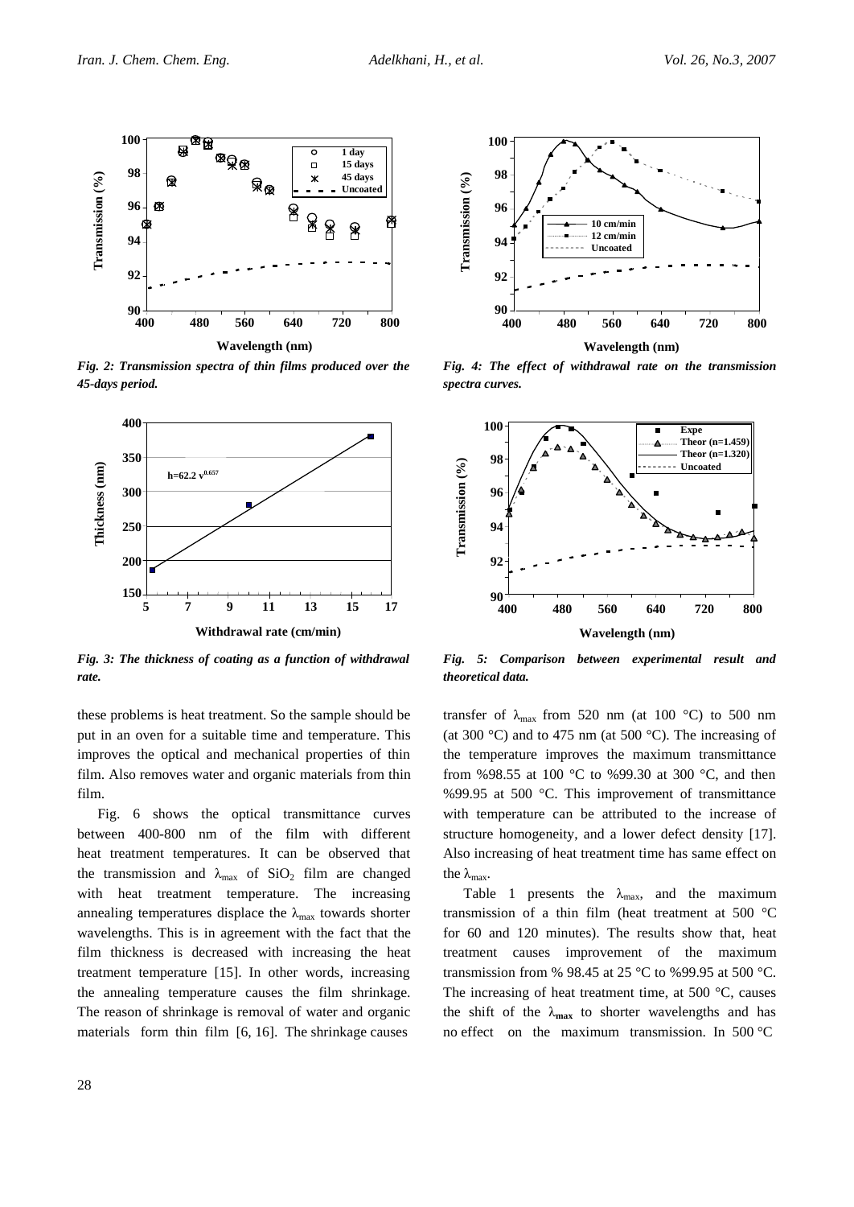*Fig. 2: Transmission spectra of thin films produced over the 45-days period.*

*Fig. 3: The thickness of coating as a function of withdrawal rate.*

*Fig. 4: The effect of withdrawal rate on the transmission spectra curves.*

*Fig. 5: Comparison between experimental result and theoretical data.*

these problems is heat treatment. So the sample should be put in an oven for a suitable time and temperature. This improves the optical and mechanical properties of thin film. Also removes water and organic materials from thin film.

Fig. 6 shows the optical transmittance curves between 400-800 nm of the film with different heat treatment temperatures. It can be observed that the transmission and $\lambda_{max}$ of $SiO_2$ film are changed with heat treatment temperature. The increasing annealing temperatures displace the $\lambda_{max}$ towards shorter wavelengths. This is in agreement with the fact that the film thickness is decreased with increasing the heat treatment temperature [15]. In other words, increasing the annealing temperature causes the film shrinkage. The reason of shrinkage is removal of water and organic materials form thin film [6, 16]. The shrinkage causes transfer of $\lambda_{max}$ from 520 nm (at 100 °C) to 500 nm (at 300 °C) and to 475 nm (at 500 °C). The increasing of the temperature improves the maximum transmittance from %98.55 at 100 °C to %99.30 at 300 °C, and then %99.95 at 500 °C. This improvement of transmittance with temperature can be attributed to the increase of structure homogeneity, and a lower defect density [17]. Also increasing of heat treatment time has same effect on the $\lambda_{max}$.

Table 1 presents the $\lambda_{max}$, and the maximum transmission of a thin film (heat treatment at 500 °C for 60 and 120 minutes). The results show that, heat treatment causes improvement of the maximum transmission from % 98.45 at 25 °C to %99.95 at 500 °C. The increasing of heat treatment time, at 500 °C, causes the shift of the $\lambda_{max}$ to shorter wavelengths and has no effect on the maximum transmission. In 500 °C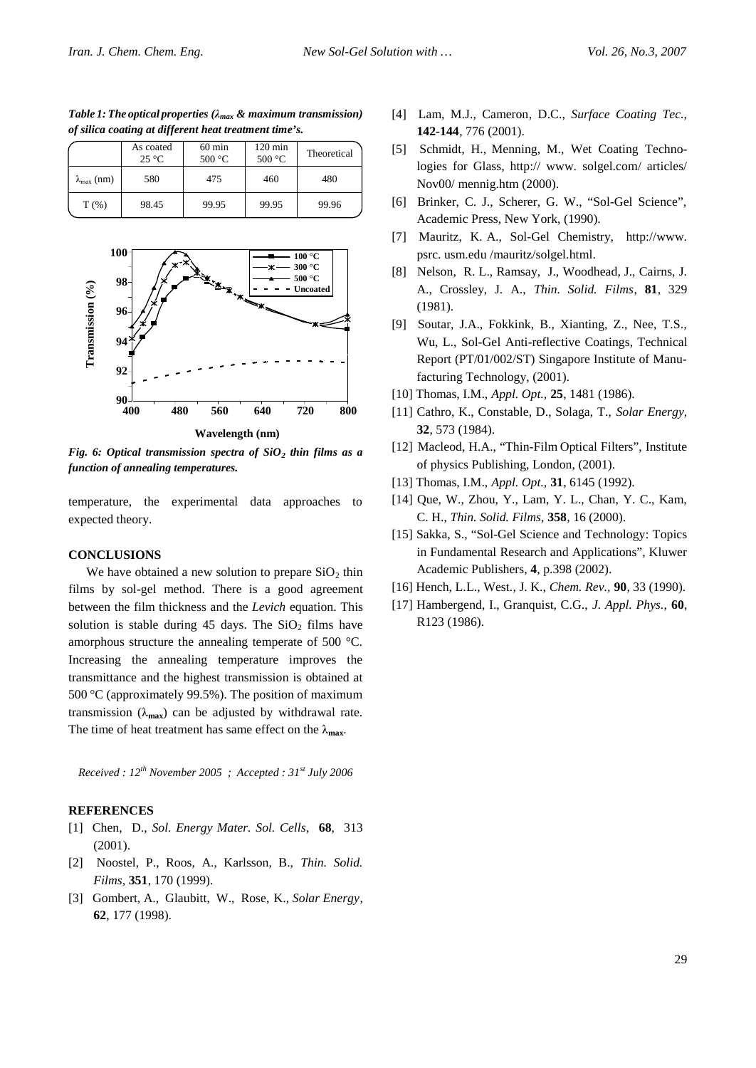*Table 1: The optical properties ($\lambda_{max}$ & maximum transmission) of silica coating at different heat treatment time's.*

| | As coated 25 °C | 60 min 500 °C | 120 min 500 °C | Theoretical |
|---|---|---|---|---|
| $\lambda_{max}$ (nm) | 580 | 475 | 460 | 480 |
| T (%) | 98.45 | 99.95 | 99.95 | 99.96 |

100
98
96
94
92
90
Transmission (%)
400 480 560 640 720 800
Wavelength (nm)
100 °C
300 °C
500 °C
Uncoated

*Fig. 6: Optical transmission spectra of $SiO_2$ thin films as a function of annealing temperatures.*

temperature, the experimental data approaches to expected theory.

## CONCLUSIONS

We have obtained a new solution to prepare $SiO_2$ thin films by sol-gel method. There is a good agreement between the film thickness and the *Levich* equation. This solution is stable during 45 days. The $SiO_2$ films have amorphous structure the annealing temperate of 500 °C. Increasing the annealing temperature improves the transmittance and the highest transmission is obtained at 500 °C (approximately 99.5%). The position of maximum transmission ($\lambda_{max}$) can be adjusted by withdrawal rate. The time of heat treatment has same effect on the $\lambda_{max}$.

*Received : 12th November 2005 ; Accepted : 31st July 2006*

## REFERENCES

[1] Chen, D., *Sol. Energy Mater. Sol. Cells*, **68**, 313 (2001).

[2] Noostel, P., Roos, A., Karlsson, B., *Thin. Solid. Films*, **351**, 170 (1999).

[3] Gombert, A., Glaubitt, W., Rose, K., *Solar Energy*, **62**, 177 (1998).

[4] Lam, M.J., Cameron, D.C., *Surface Coating Tec.*, **142-144**, 776 (2001).

[5] Schmidt, H., Menning, M., Wet Coating Technologies for Glass, http:// www. solgel.com/ articles/ Nov00/ mennig.htm (2000).

[6] Brinker, C. J., Scherer, G. W., "Sol-Gel Science", Academic Press, New York, (1990).

[7] Mauritz, K. A., Sol-Gel Chemistry, http://www. psrc. usm.edu /mauritz/solgel.html.

[8] Nelson, R. L., Ramsay, J., Woodhead, J., Cairns, J. A., Crossley, J. A., *Thin. Solid. Films*, **81**, 329 (1981).

[9] Soutar, J.A., Fokkink, B., Xianting, Z., Nee, T.S., Wu, L., Sol-Gel Anti-reflective Coatings, Technical Report (PT/01/002/ST) Singapore Institute of Manufacturing Technology, (2001).

[10] Thomas, I.M., *Appl. Opt.*, **25**, 1481 (1986).

[11] Cathro, K., Constable, D., Solaga, T., *Solar Energy*, **32**, 573 (1984).

[12] Macleod, H.A., "Thin-Film Optical Filters", Institute of physics Publishing, London, (2001).

[13] Thomas, I.M., *Appl. Opt.*, **31**, 6145 (1992).

[14] Que, W., Zhou, Y., Lam, Y. L., Chan, Y. C., Kam, C. H., *Thin. Solid. Films*, **358**, 16 (2000).

[15] Sakka, S., "Sol-Gel Science and Technology: Topics in Fundamental Research and Applications", Kluwer Academic Publishers, **4**, p.398 (2002).

[16] Hench, L.L., West., J. K., *Chem. Rev.*, **90**, 33 (1990).

[17] Hambergend, I., Granquist, C.G., *J. Appl. Phys.*, **60**, R123 (1986).